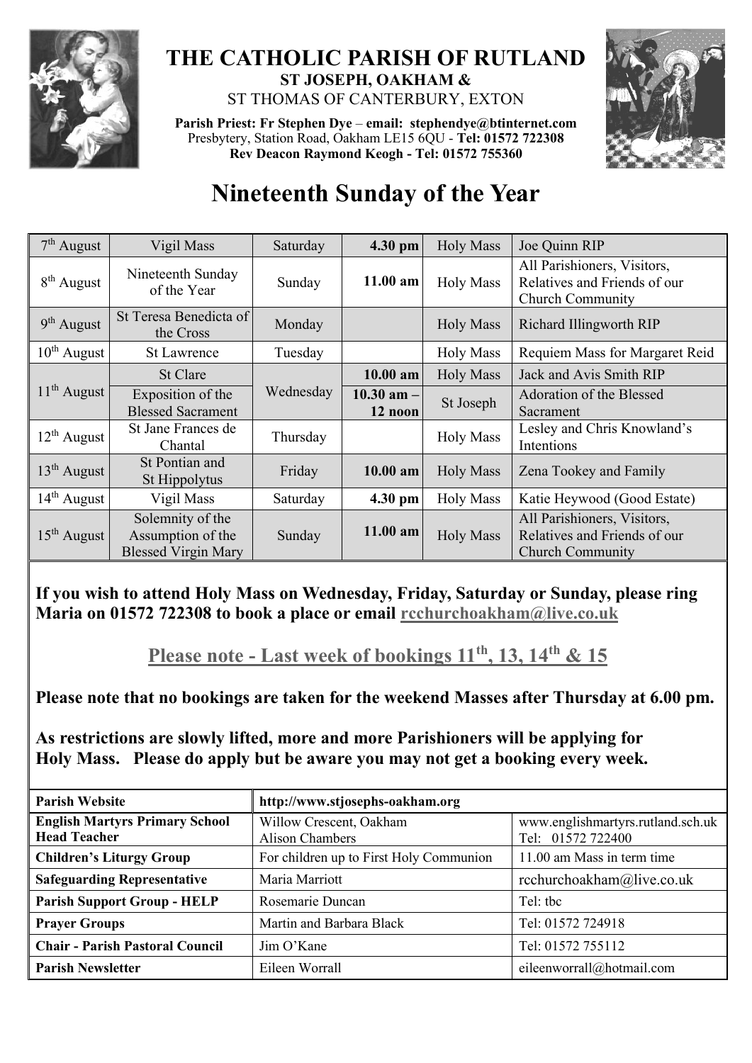# THE CATHOLIC PARISH OF RUTLAND

**ST JOSEPH, OAKHAM &**

ST THOMAS OF CANTERBURY, EXTON

**Parish Priest: Fr Stephen Dye** – **email: stephendye@btinternet.com**
Presbytery, Station Road, Oakham LE15 6QU - **Tel: 01572 722308**
**Rev Deacon Raymond Keogh - Tel: 01572 755360**

# Nineteenth Sunday of the Year

| Date | Celebration | Day | Time | | Intention |
|---|---|---|---|---|---|
| 7th August | Vigil Mass | Saturday | **4.30 pm** | Holy Mass | Joe Quinn RIP |
| 8th August | Nineteenth Sunday of the Year | Sunday | **11.00 am** | Holy Mass | All Parishioners, Visitors, Relatives and Friends of our Church Community |
| 9th August | St Teresa Benedicta of the Cross | Monday | | Holy Mass | Richard Illingworth RIP |
| 10th August | St Lawrence | Tuesday | | Holy Mass | Requiem Mass for Margaret Reid |
| 11th August | St Clare | Wednesday | **10.00 am** | Holy Mass | Jack and Avis Smith RIP |
| | Exposition of the Blessed Sacrament | | **10.30 am – 12 noon** | St Joseph | Adoration of the Blessed Sacrament |
| 12th August | St Jane Frances de Chantal | Thursday | | Holy Mass | Lesley and Chris Knowland's Intentions |
| 13th August | St Pontian and St Hippolytus | Friday | **10.00 am** | Holy Mass | Zena Tookey and Family |
| 14th August | Vigil Mass | Saturday | **4.30 pm** | Holy Mass | Katie Heywood (Good Estate) |
| 15th August | Solemnity of the Assumption of the Blessed Virgin Mary | Sunday | **11.00 am** | Holy Mass | All Parishioners, Visitors, Relatives and Friends of our Church Community |

**If you wish to attend Holy Mass on Wednesday, Friday, Saturday or Sunday, please ring Maria on 01572 722308 to book a place or email rcchurchoakham@live.co.uk**

**Please note - Last week of bookings 11th, 13, 14th & 15**

**Please note that no bookings are taken for the weekend Masses after Thursday at 6.00 pm.**

**As restrictions are slowly lifted, more and more Parishioners will be applying for Holy Mass. Please do apply but be aware you may not get a booking every week.**

| **Parish Website** | **http://www.stjosephs-oakham.org** | |
|---|---|---|
| **English Martyrs Primary School Head Teacher** | Willow Crescent, Oakham Alison Chambers | www.englishmartyrs.rutland.sch.uk Tel: 01572 722400 |
| **Children's Liturgy Group** | For children up to First Holy Communion | 11.00 am Mass in term time |
| **Safeguarding Representative** | Maria Marriott | rcchurchoakham@live.co.uk |
| **Parish Support Group - HELP** | Rosemarie Duncan | Tel: tbc |
| **Prayer Groups** | Martin and Barbara Black | Tel: 01572 724918 |
| **Chair - Parish Pastoral Council** | Jim O'Kane | Tel: 01572 755112 |
| **Parish Newsletter** | Eileen Worrall | eileenworrall@hotmail.com |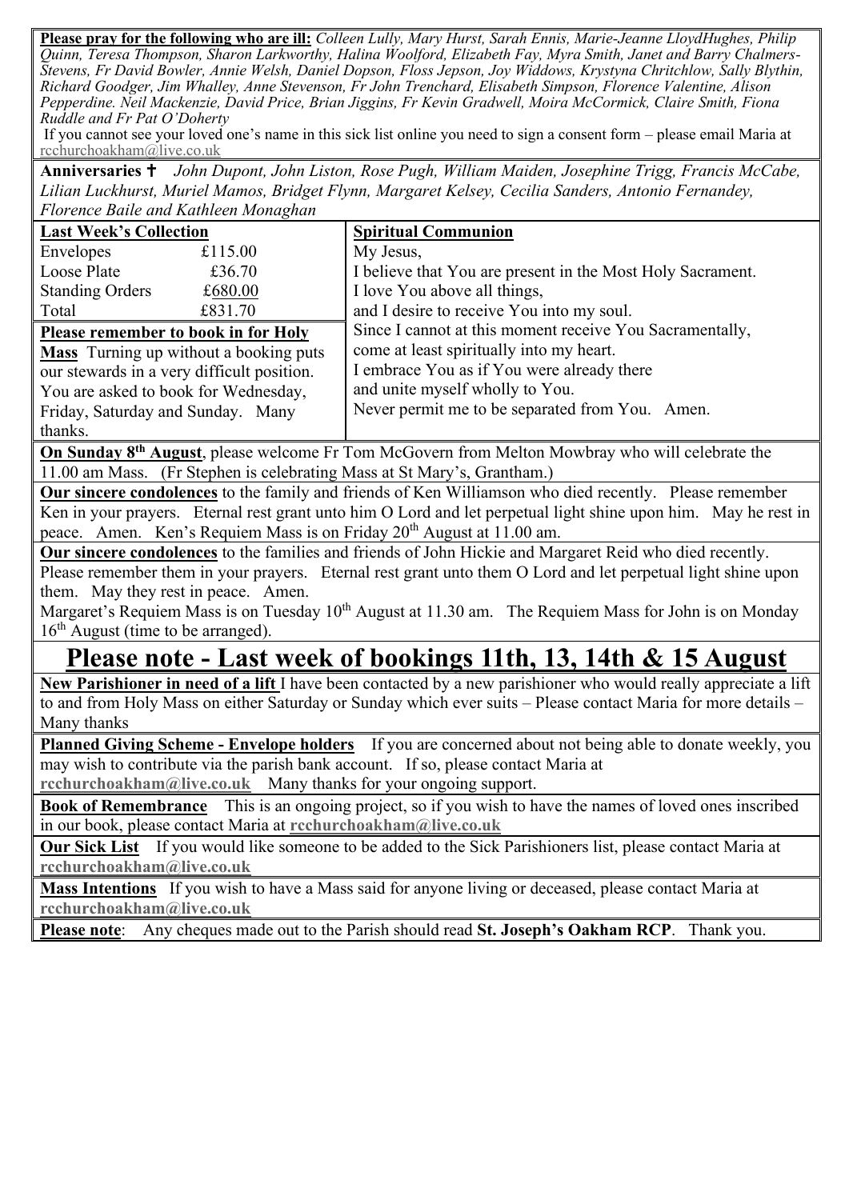**Please pray for the following who are ill:** *Colleen Lully, Mary Hurst, Sarah Ennis, Marie-Jeanne LloydHughes, Philip Quinn, Teresa Thompson, Sharon Larkworthy, Halina Woolford, Elizabeth Fay, Myra Smith, Janet and Barry Chalmers-Stevens, Fr David Bowler, Annie Welsh, Daniel Dopson, Floss Jepson, Joy Widdows, Krystyna Chritchlow, Sally Blythin, Richard Goodger, Jim Whalley, Anne Stevenson, Fr John Trenchard, Elisabeth Simpson, Florence Valentine, Alison Pepperdine. Neil Mackenzie, David Price, Brian Jiggins, Fr Kevin Gradwell, Moira McCormick, Claire Smith, Fiona Ruddle and Fr Pat O'Doherty*

If you cannot see your loved one's name in this sick list online you need to sign a consent form – please email Maria at rcchurchoakham@live.co.uk

**Anniversaries ✝** *John Dupont, John Liston, Rose Pugh, William Maiden, Josephine Trigg, Francis McCabe, Lilian Luckhurst, Muriel Mamos, Bridget Flynn, Margaret Kelsey, Cecilia Sanders, Antonio Fernandey, Florence Baile and Kathleen Monaghan*

**Last Week's Collection**

| | |
|---|---|
| Envelopes | £115.00 |
| Loose Plate | £36.70 |
| Standing Orders | £680.00 |
| Total | £831.70 |

**Please remember to book in for Holy Mass** Turning up without a booking puts our stewards in a very difficult position. You are asked to book for Wednesday, Friday, Saturday and Sunday. Many thanks.

**Spiritual Communion**

My Jesus,
I believe that You are present in the Most Holy Sacrament.
I love You above all things,
and I desire to receive You into my soul.
Since I cannot at this moment receive You Sacramentally,
come at least spiritually into my heart.
I embrace You as if You were already there
and unite myself wholly to You.
Never permit me to be separated from You. Amen.

**On Sunday 8th August**, please welcome Fr Tom McGovern from Melton Mowbray who will celebrate the 11.00 am Mass. (Fr Stephen is celebrating Mass at St Mary's, Grantham.)

**Our sincere condolences** to the family and friends of Ken Williamson who died recently. Please remember Ken in your prayers. Eternal rest grant unto him O Lord and let perpetual light shine upon him. May he rest in peace. Amen. Ken's Requiem Mass is on Friday 20th August at 11.00 am.

**Our sincere condolences** to the families and friends of John Hickie and Margaret Reid who died recently. Please remember them in your prayers. Eternal rest grant unto them O Lord and let perpetual light shine upon them. May they rest in peace. Amen.
Margaret's Requiem Mass is on Tuesday 10th August at 11.30 am. The Requiem Mass for John is on Monday 16th August (time to be arranged).

# Please note - Last week of bookings 11th, 13, 14th & 15 August

**New Parishioner in need of a lift** I have been contacted by a new parishioner who would really appreciate a lift to and from Holy Mass on either Saturday or Sunday which ever suits – Please contact Maria for more details – Many thanks

**Planned Giving Scheme - Envelope holders** If you are concerned about not being able to donate weekly, you may wish to contribute via the parish bank account. If so, please contact Maria at **rcchurchoakham@live.co.uk** Many thanks for your ongoing support.

**Book of Remembrance** This is an ongoing project, so if you wish to have the names of loved ones inscribed in our book, please contact Maria at **rcchurchoakham@live.co.uk**

**Our Sick List** If you would like someone to be added to the Sick Parishioners list, please contact Maria at **rcchurchoakham@live.co.uk**

**Mass Intentions** If you wish to have a Mass said for anyone living or deceased, please contact Maria at **rcchurchoakham@live.co.uk**

**Please note**: Any cheques made out to the Parish should read **St. Joseph's Oakham RCP**. Thank you.